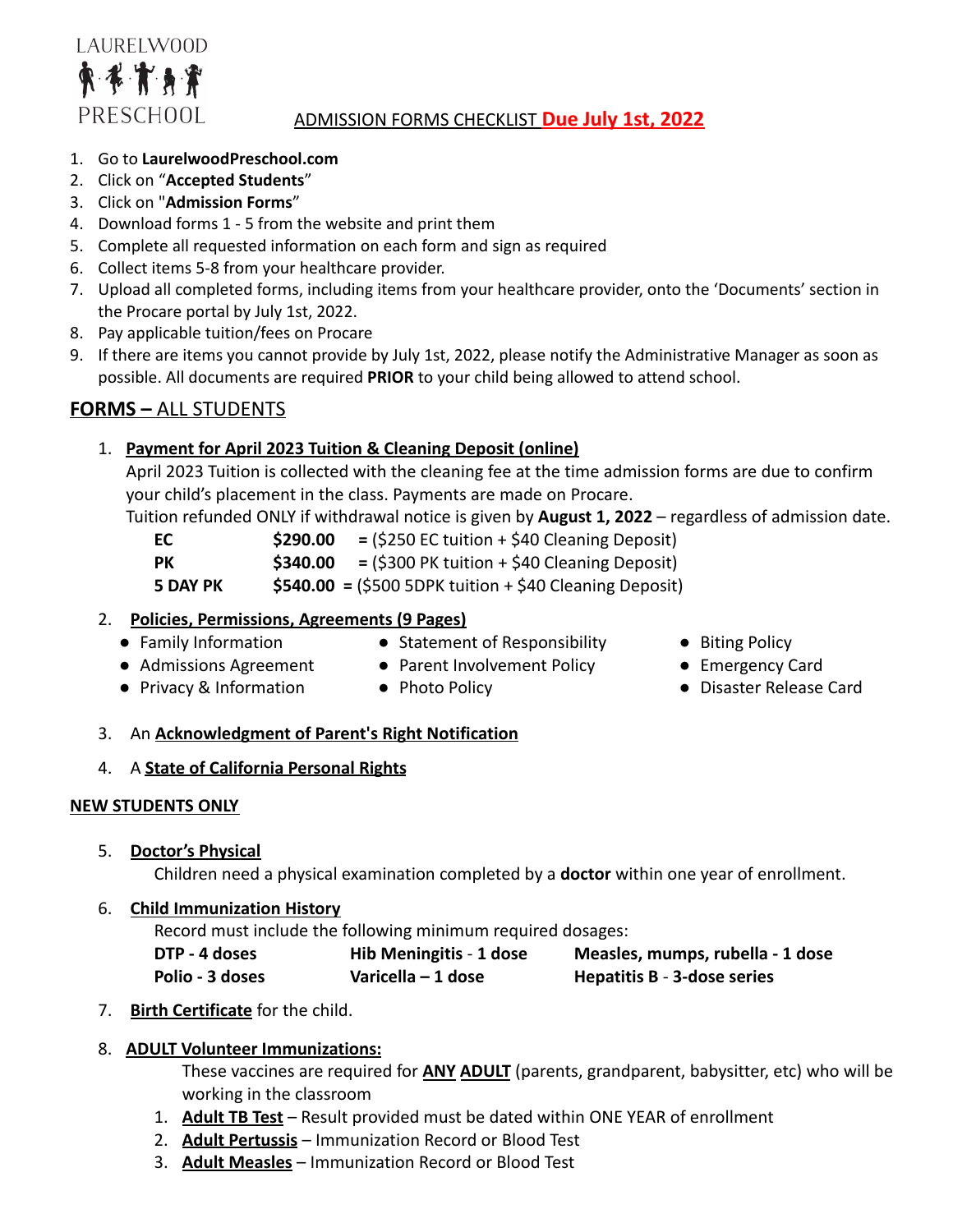LAUREL WOOD PRESCHOOL

# ADMISSION FORMS CHECKLIST Due July 1st, 2022

1. Go to **LaurelwoodPreschool.com**
2. Click on "**Accepted Students**"
3. Click on "**Admission Forms**"
4. Download forms 1 - 5 from the website and print them
5. Complete all requested information on each form and sign as required
6. Collect items 5-8 from your healthcare provider.
7. Upload all completed forms, including items from your healthcare provider, onto the 'Documents' section in the Procare portal by July 1st, 2022.
8. Pay applicable tuition/fees on Procare
9. If there are items you cannot provide by July 1st, 2022, please notify the Administrative Manager as soon as possible. All documents are required **PRIOR** to your child being allowed to attend school.

## FORMS – ALL STUDENTS

1. **Payment for April 2023 Tuition & Cleaning Deposit (online)**
   April 2023 Tuition is collected with the cleaning fee at the time admission forms are due to confirm your child's placement in the class. Payments are made on Procare.
   Tuition refunded ONLY if withdrawal notice is given by **August 1, 2022** – regardless of admission date.

| | | |
|---|---|---|
| **EC** | **$290.00** | **=** ($250 EC tuition + $40 Cleaning Deposit) |
| **PK** | **$340.00** | **=** ($300 PK tuition + $40 Cleaning Deposit) |
| **5 DAY PK** | **$540.00** | **=** ($500 5DPK tuition + $40 Cleaning Deposit) |

2. **Policies, Permissions, Agreements (9 Pages)**
   - Family Information
   - Admissions Agreement
   - Privacy & Information
   - Statement of Responsibility
   - Parent Involvement Policy
   - Photo Policy
   - Biting Policy
   - Emergency Card
   - Disaster Release Card

3. An **Acknowledgment of Parent's Right Notification**

4. A **State of California Personal Rights**

**NEW STUDENTS ONLY**

5. **Doctor's Physical**
   Children need a physical examination completed by a **doctor** within one year of enrollment.

6. **Child Immunization History**
   Record must include the following minimum required dosages:

| | | |
|---|---|---|
| **DTP - 4 doses** | **Hib Meningitis - 1 dose** | **Measles, mumps, rubella - 1 dose** |
| **Polio - 3 doses** | **Varicella – 1 dose** | **Hepatitis B - 3-dose series** |

7. **Birth Certificate** for the child.

8. **ADULT Volunteer Immunizations:**
   These vaccines are required for **ANY ADULT** (parents, grandparent, babysitter, etc) who will be working in the classroom
   1. **Adult TB Test** – Result provided must be dated within ONE YEAR of enrollment
   2. **Adult Pertussis** – Immunization Record or Blood Test
   3. **Adult Measles** – Immunization Record or Blood Test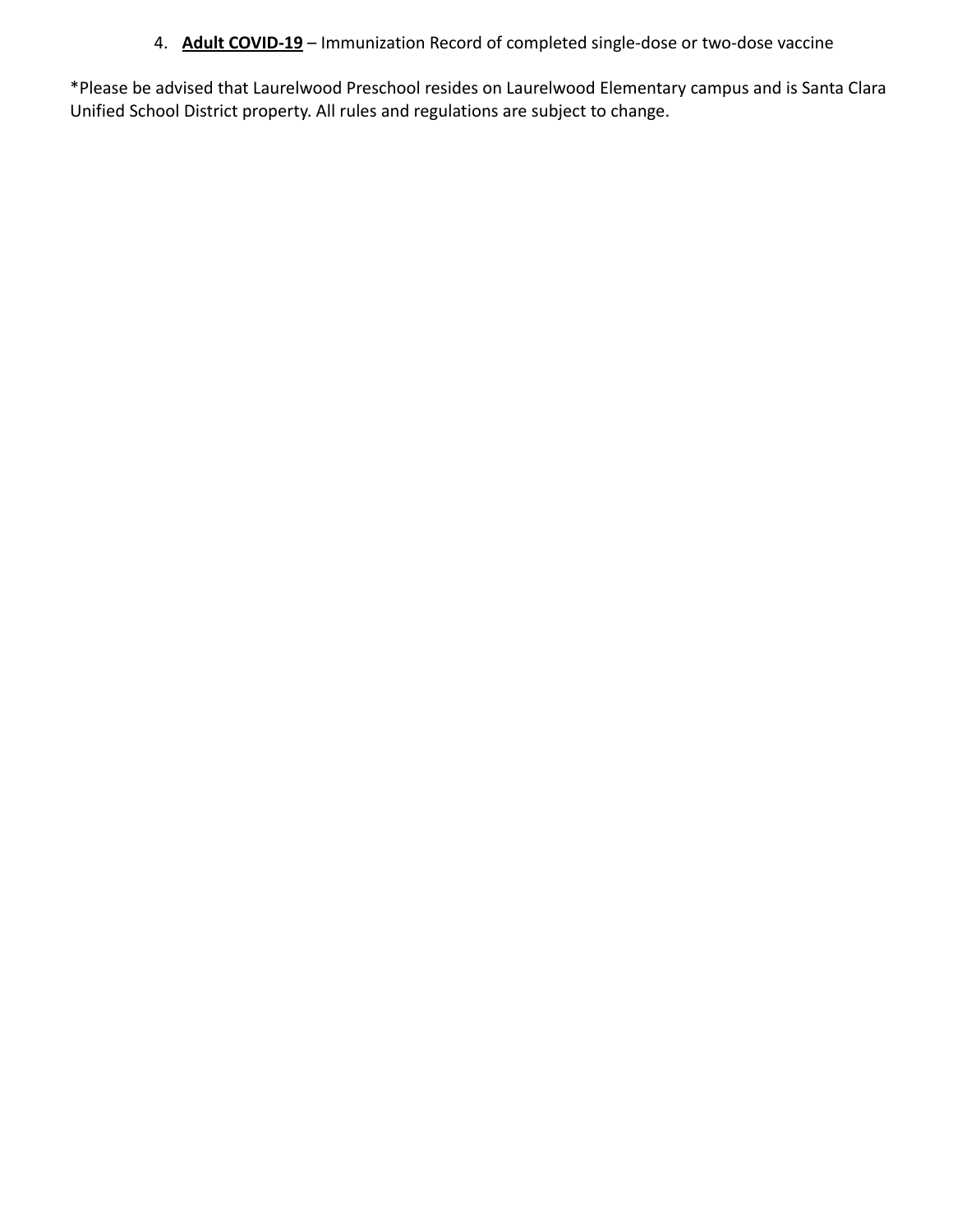4. **Adult COVID-19** – Immunization Record of completed single-dose or two-dose vaccine

*Please be advised that Laurelwood Preschool resides on Laurelwood Elementary campus and is Santa Clara Unified School District property. All rules and regulations are subject to change.